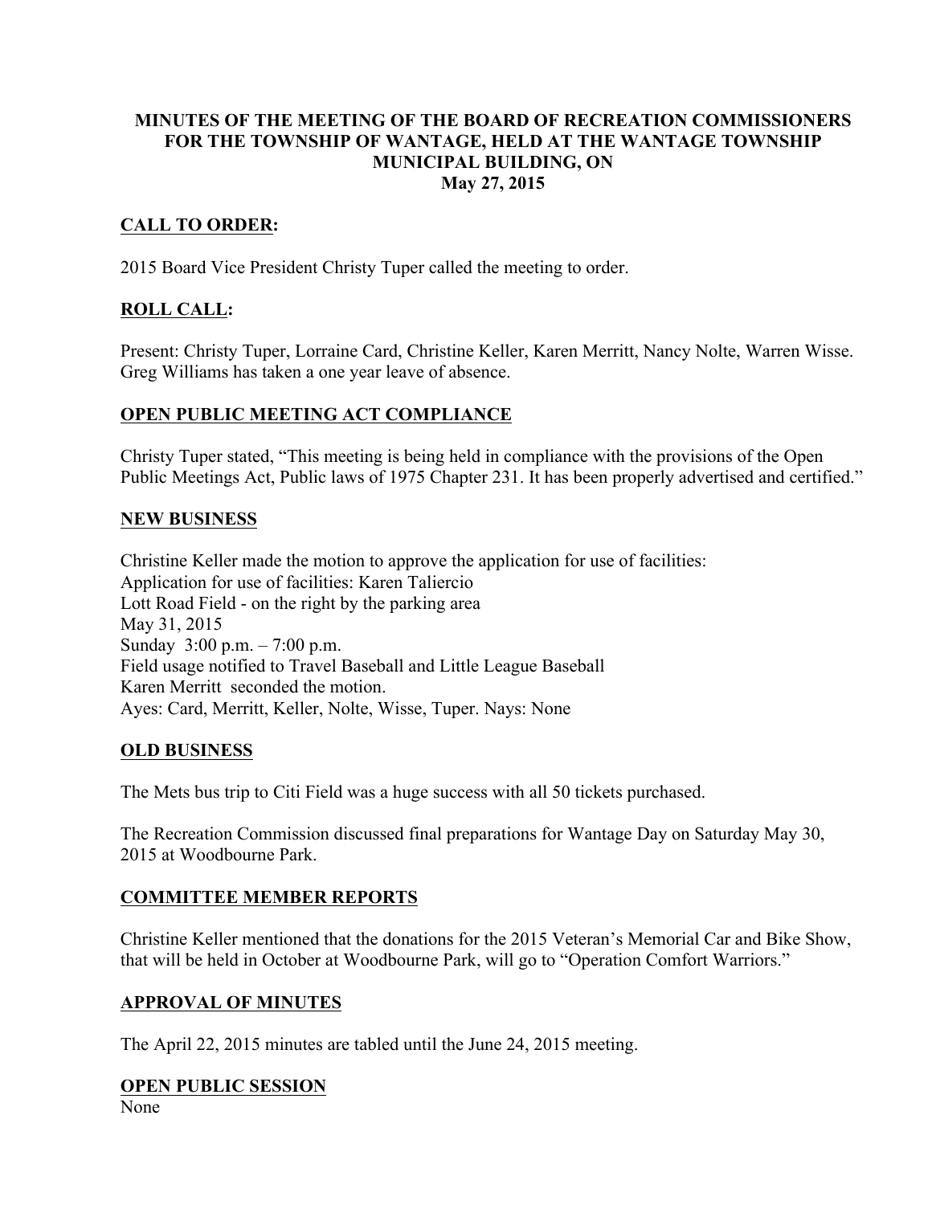# MINUTES OF THE MEETING OF THE BOARD OF RECREATION COMMISSIONERS FOR THE TOWNSHIP OF WANTAGE, HELD AT THE WANTAGE TOWNSHIP MUNICIPAL BUILDING, ON May 27, 2015

## CALL TO ORDER:

2015 Board Vice President Christy Tuper called the meeting to order.

## ROLL CALL:

Present: Christy Tuper, Lorraine Card, Christine Keller, Karen Merritt, Nancy Nolte, Warren Wisse. Greg Williams has taken a one year leave of absence.

## OPEN PUBLIC MEETING ACT COMPLIANCE

Christy Tuper stated, "This meeting is being held in compliance with the provisions of the Open Public Meetings Act, Public laws of 1975 Chapter 231. It has been properly advertised and certified."

## NEW BUSINESS

Christine Keller made the motion to approve the application for use of facilities:
Application for use of facilities: Karen Taliercio
Lott Road Field - on the right by the parking area
May 31, 2015
Sunday 3:00 p.m. – 7:00 p.m.
Field usage notified to Travel Baseball and Little League Baseball
Karen Merritt seconded the motion.
Ayes: Card, Merritt, Keller, Nolte, Wisse, Tuper. Nays: None

## OLD BUSINESS

The Mets bus trip to Citi Field was a huge success with all 50 tickets purchased.

The Recreation Commission discussed final preparations for Wantage Day on Saturday May 30, 2015 at Woodbourne Park.

## COMMITTEE MEMBER REPORTS

Christine Keller mentioned that the donations for the 2015 Veteran's Memorial Car and Bike Show, that will be held in October at Woodbourne Park, will go to "Operation Comfort Warriors."

## APPROVAL OF MINUTES

The April 22, 2015 minutes are tabled until the June 24, 2015 meeting.

## OPEN PUBLIC SESSION

None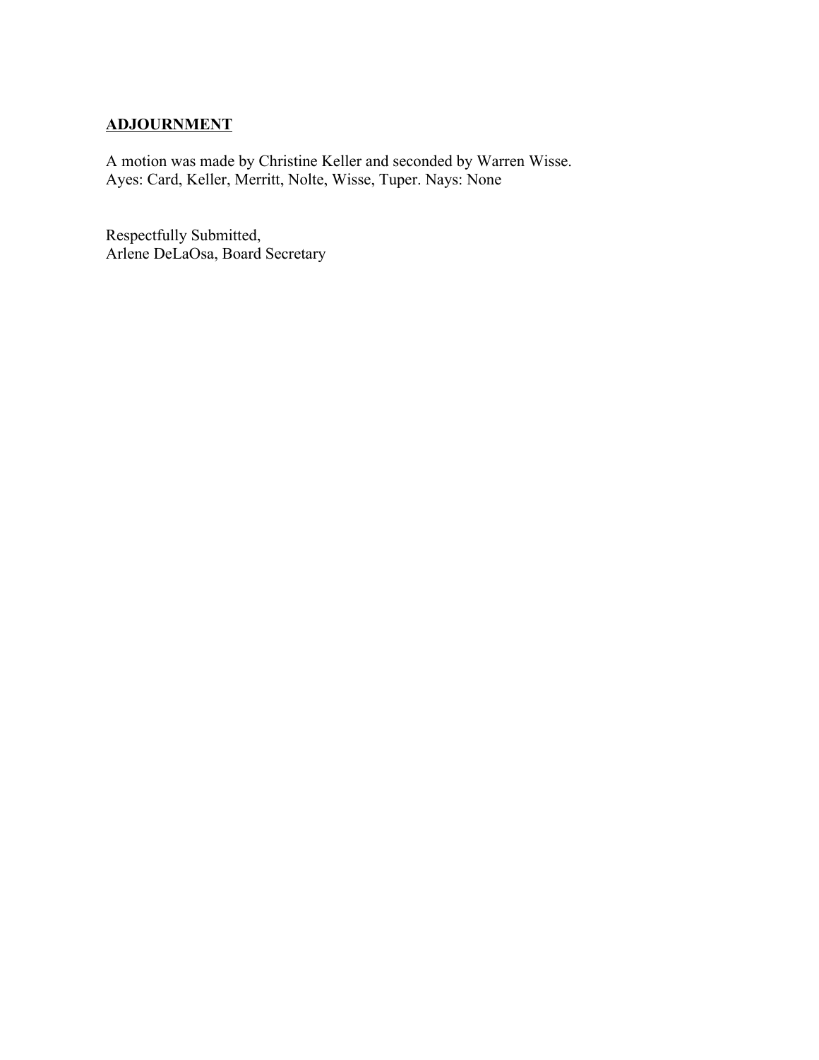**ADJOURNMENT**

A motion was made by Christine Keller and seconded by Warren Wisse.
Ayes: Card, Keller, Merritt, Nolte, Wisse, Tuper. Nays: None

Respectfully Submitted,
Arlene DeLaOsa, Board Secretary